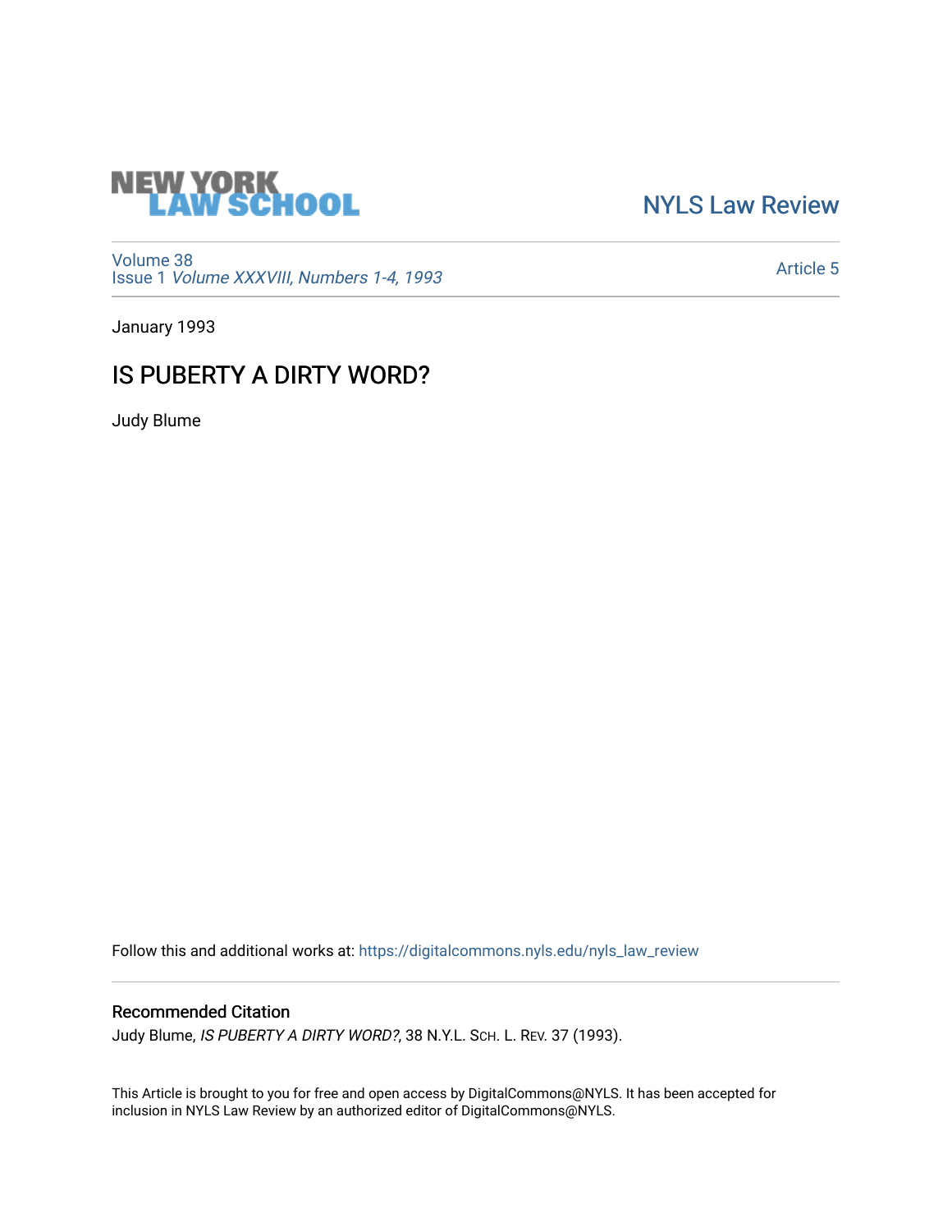NEW YORK LAW SCHOOL

NYLS Law Review

Volume 38
Issue 1 *Volume XXXVIII, Numbers 1-4, 1993*

Article 5

January 1993

# IS PUBERTY A DIRTY WORD?

Judy Blume

Follow this and additional works at: https://digitalcommons.nyls.edu/nyls_law_review

## Recommended Citation

Judy Blume, *IS PUBERTY A DIRTY WORD?*, 38 N.Y.L. Sch. L. Rev. 37 (1993).

This Article is brought to you for free and open access by DigitalCommons@NYLS. It has been accepted for inclusion in NYLS Law Review by an authorized editor of DigitalCommons@NYLS.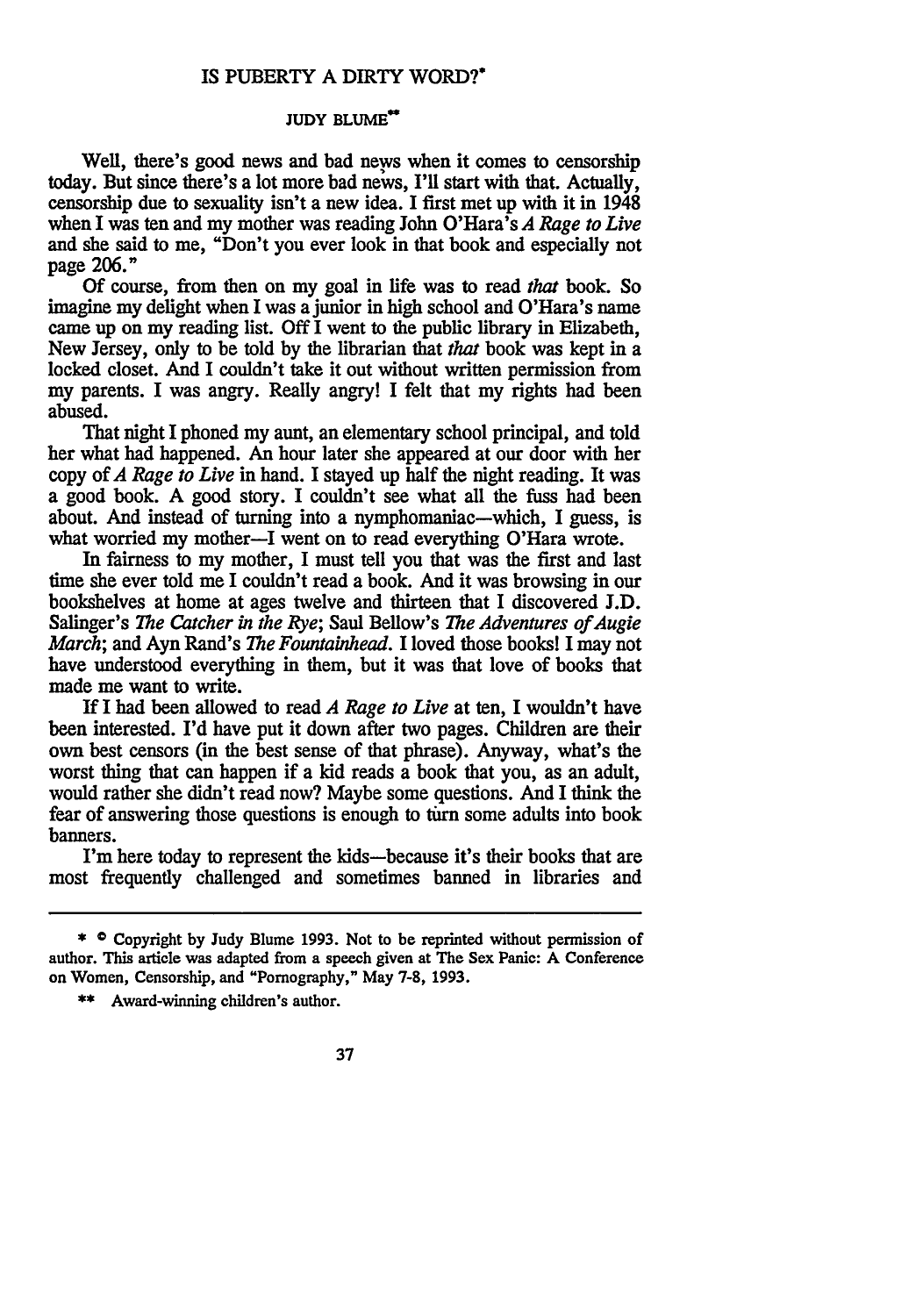# IS PUBERTY A DIRTY WORD?*

JUDY BLUME**

Well, there's good news and bad news when it comes to censorship today. But since there's a lot more bad news, I'll start with that. Actually, censorship due to sexuality isn't a new idea. I first met up with it in 1948 when I was ten and my mother was reading John O'Hara's *A Rage to Live* and she said to me, "Don't you ever look in that book and especially not page 206."

Of course, from then on my goal in life was to read *that* book. So imagine my delight when I was a junior in high school and O'Hara's name came up on my reading list. Off I went to the public library in Elizabeth, New Jersey, only to be told by the librarian that *that* book was kept in a locked closet. And I couldn't take it out without written permission from my parents. I was angry. Really angry! I felt that my rights had been abused.

That night I phoned my aunt, an elementary school principal, and told her what had happened. An hour later she appeared at our door with her copy of *A Rage to Live* in hand. I stayed up half the night reading. It was a good book. A good story. I couldn't see what all the fuss had been about. And instead of turning into a nymphomaniac—which, I guess, is what worried my mother—I went on to read everything O'Hara wrote.

In fairness to my mother, I must tell you that was the first and last time she ever told me I couldn't read a book. And it was browsing in our bookshelves at home at ages twelve and thirteen that I discovered J.D. Salinger's *The Catcher in the Rye*; Saul Bellow's *The Adventures of Augie March*; and Ayn Rand's *The Fountainhead*. I loved those books! I may not have understood everything in them, but it was that love of books that made me want to write.

If I had been allowed to read *A Rage to Live* at ten, I wouldn't have been interested. I'd have put it down after two pages. Children are their own best censors (in the best sense of that phrase). Anyway, what's the worst thing that can happen if a kid reads a book that you, as an adult, would rather she didn't read now? Maybe some questions. And I think the fear of answering those questions is enough to turn some adults into book banners.

I'm here today to represent the kids—because it's their books that are most frequently challenged and sometimes banned in libraries and

---

\* © Copyright by Judy Blume 1993. Not to be reprinted without permission of author. This article was adapted from a speech given at The Sex Panic: A Conference on Women, Censorship, and "Pornography," May 7-8, 1993.

\*\* Award-winning children's author.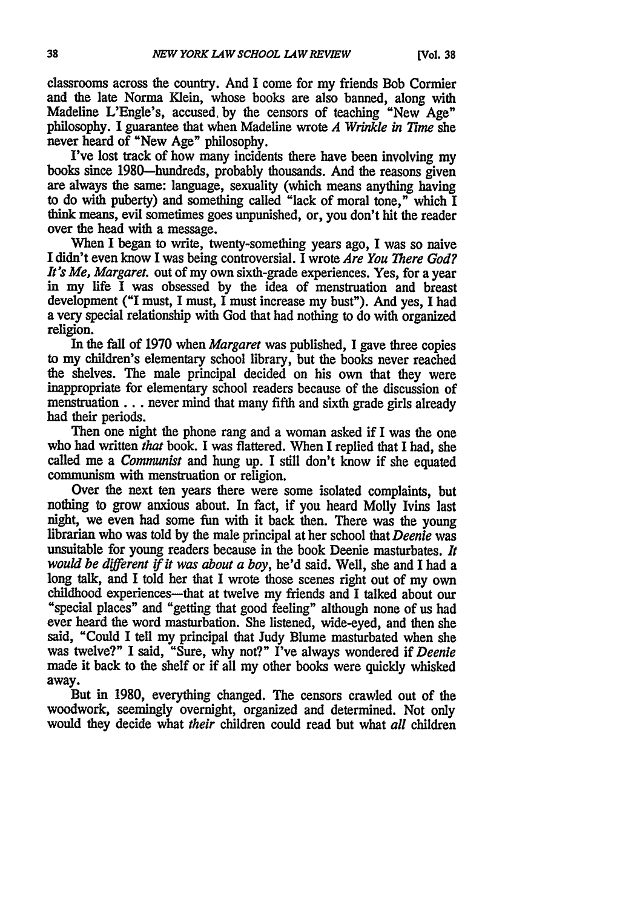classrooms across the country. And I come for my friends Bob Cormier and the late Norma Klein, whose books are also banned, along with Madeline L'Engle's, accused by the censors of teaching "New Age" philosophy. I guarantee that when Madeline wrote *A Wrinkle in Time* she never heard of "New Age" philosophy.

I've lost track of how many incidents there have been involving my books since 1980—hundreds, probably thousands. And the reasons given are always the same: language, sexuality (which means anything having to do with puberty) and something called "lack of moral tone," which I think means, evil sometimes goes unpunished, or, you don't hit the reader over the head with a message.

When I began to write, twenty-something years ago, I was so naive I didn't even know I was being controversial. I wrote *Are You There God? It's Me, Margaret.* out of my own sixth-grade experiences. Yes, for a year in my life I was obsessed by the idea of menstruation and breast development ("I must, I must, I must increase my bust"). And yes, I had a very special relationship with God that had nothing to do with organized religion.

In the fall of 1970 when *Margaret* was published, I gave three copies to my children's elementary school library, but the books never reached the shelves. The male principal decided on his own that they were inappropriate for elementary school readers because of the discussion of menstruation . . . never mind that many fifth and sixth grade girls already had their periods.

Then one night the phone rang and a woman asked if I was the one who had written *that* book. I was flattered. When I replied that I had, she called me a *Communist* and hung up. I still don't know if she equated communism with menstruation or religion.

Over the next ten years there were some isolated complaints, but nothing to grow anxious about. In fact, if you heard Molly Ivins last night, we even had some fun with it back then. There was the young librarian who was told by the male principal at her school that *Deenie* was unsuitable for young readers because in the book Deenie masturbates. *It would be different if it was about a boy*, he'd said. Well, she and I had a long talk, and I told her that I wrote those scenes right out of my own childhood experiences—that at twelve my friends and I talked about our "special places" and "getting that good feeling" although none of us had ever heard the word masturbation. She listened, wide-eyed, and then she said, "Could I tell my principal that Judy Blume masturbated when she was twelve?" I said, "Sure, why not?" I've always wondered if *Deenie* made it back to the shelf or if all my other books were quickly whisked away.

But in 1980, everything changed. The censors crawled out of the woodwork, seemingly overnight, organized and determined. Not only would they decide what *their* children could read but what *all* children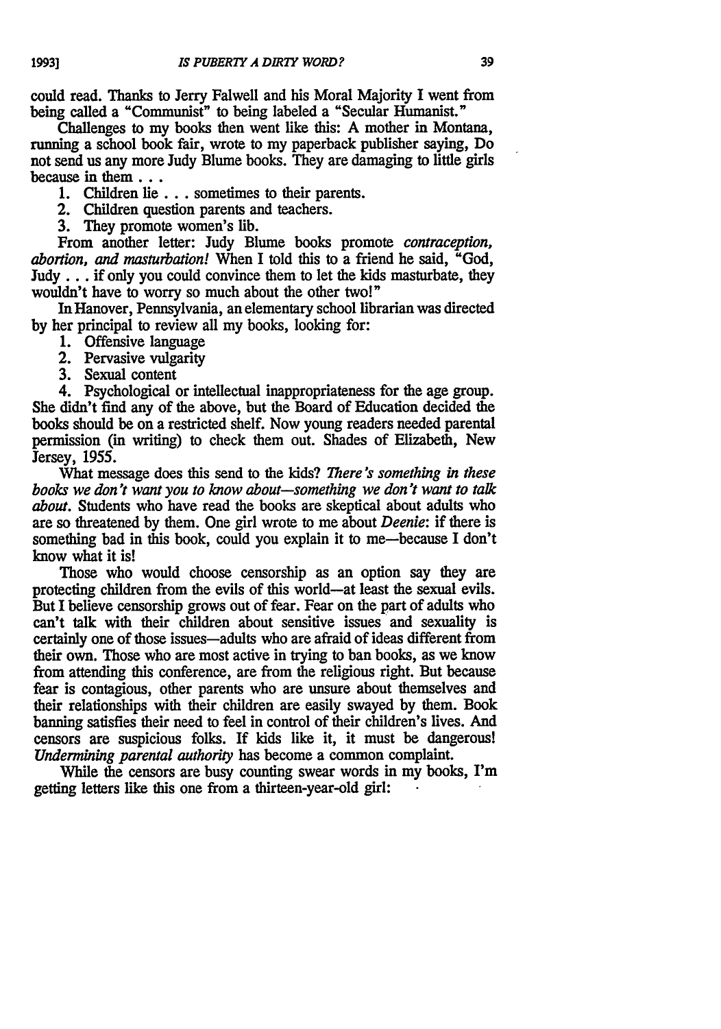could read. Thanks to Jerry Falwell and his Moral Majority I went from being called a "Communist" to being labeled a "Secular Humanist."

Challenges to my books then went like this: A mother in Montana, running a school book fair, wrote to my paperback publisher saying, Do not send us any more Judy Blume books. They are damaging to little girls because in them . . .

1. Children lie . . . sometimes to their parents.
2. Children question parents and teachers.
3. They promote women's lib.

From another letter: Judy Blume books promote *contraception, abortion, and masturbation!* When I told this to a friend he said, "God, Judy . . . if only you could convince them to let the kids masturbate, they wouldn't have to worry so much about the other two!"

In Hanover, Pennsylvania, an elementary school librarian was directed by her principal to review all my books, looking for:

1. Offensive language
2. Pervasive vulgarity
3. Sexual content
4. Psychological or intellectual inappropriateness for the age group.

She didn't find any of the above, but the Board of Education decided the books should be on a restricted shelf. Now young readers needed parental permission (in writing) to check them out. Shades of Elizabeth, New Jersey, 1955.

What message does this send to the kids? *There's something in these books we don't want you to know about—something we don't want to talk about.* Students who have read the books are skeptical about adults who are so threatened by them. One girl wrote to me about *Deenie*: if there is something bad in this book, could you explain it to me—because I don't know what it is!

Those who would choose censorship as an option say they are protecting children from the evils of this world—at least the sexual evils. But I believe censorship grows out of fear. Fear on the part of adults who can't talk with their children about sensitive issues and sexuality is certainly one of those issues—adults who are afraid of ideas different from their own. Those who are most active in trying to ban books, as we know from attending this conference, are from the religious right. But because fear is contagious, other parents who are unsure about themselves and their relationships with their children are easily swayed by them. Book banning satisfies their need to feel in control of their children's lives. And censors are suspicious folks. If kids like it, it must be dangerous! *Undermining parental authority* has become a common complaint.

While the censors are busy counting swear words in my books, I'm getting letters like this one from a thirteen-year-old girl: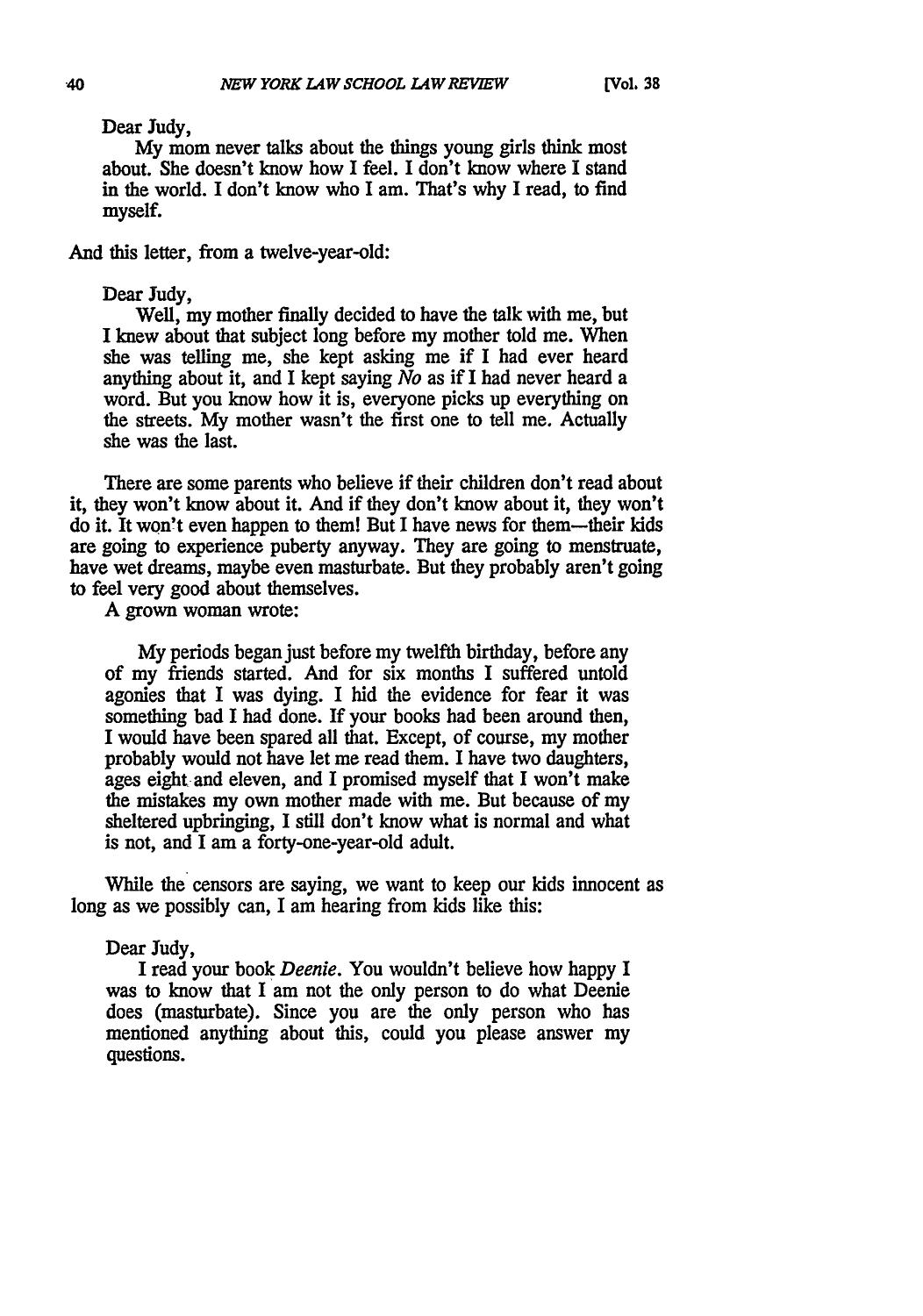> Dear Judy,
>
> My mom never talks about the things young girls think most about. She doesn't know how I feel. I don't know where I stand in the world. I don't know who I am. That's why I read, to find myself.

And this letter, from a twelve-year-old:

> Dear Judy,
>
> Well, my mother finally decided to have the talk with me, but I knew about that subject long before my mother told me. When she was telling me, she kept asking me if I had ever heard anything about it, and I kept saying *No* as if I had never heard a word. But you know how it is, everyone picks up everything on the streets. My mother wasn't the first one to tell me. Actually she was the last.

There are some parents who believe if their children don't read about it, they won't know about it. And if they don't know about it, they won't do it. It won't even happen to them! But I have news for them—their kids are going to experience puberty anyway. They are going to menstruate, have wet dreams, maybe even masturbate. But they probably aren't going to feel very good about themselves.

A grown woman wrote:

> My periods began just before my twelfth birthday, before any of my friends started. And for six months I suffered untold agonies that I was dying. I hid the evidence for fear it was something bad I had done. If your books had been around then, I would have been spared all that. Except, of course, my mother probably would not have let me read them. I have two daughters, ages eight and eleven, and I promised myself that I won't make the mistakes my own mother made with me. But because of my sheltered upbringing, I still don't know what is normal and what is not, and I am a forty-one-year-old adult.

While the censors are saying, we want to keep our kids innocent as long as we possibly can, I am hearing from kids like this:

> Dear Judy,
>
> I read your book *Deenie*. You wouldn't believe how happy I was to know that I am not the only person to do what Deenie does (masturbate). Since you are the only person who has mentioned anything about this, could you please answer my questions.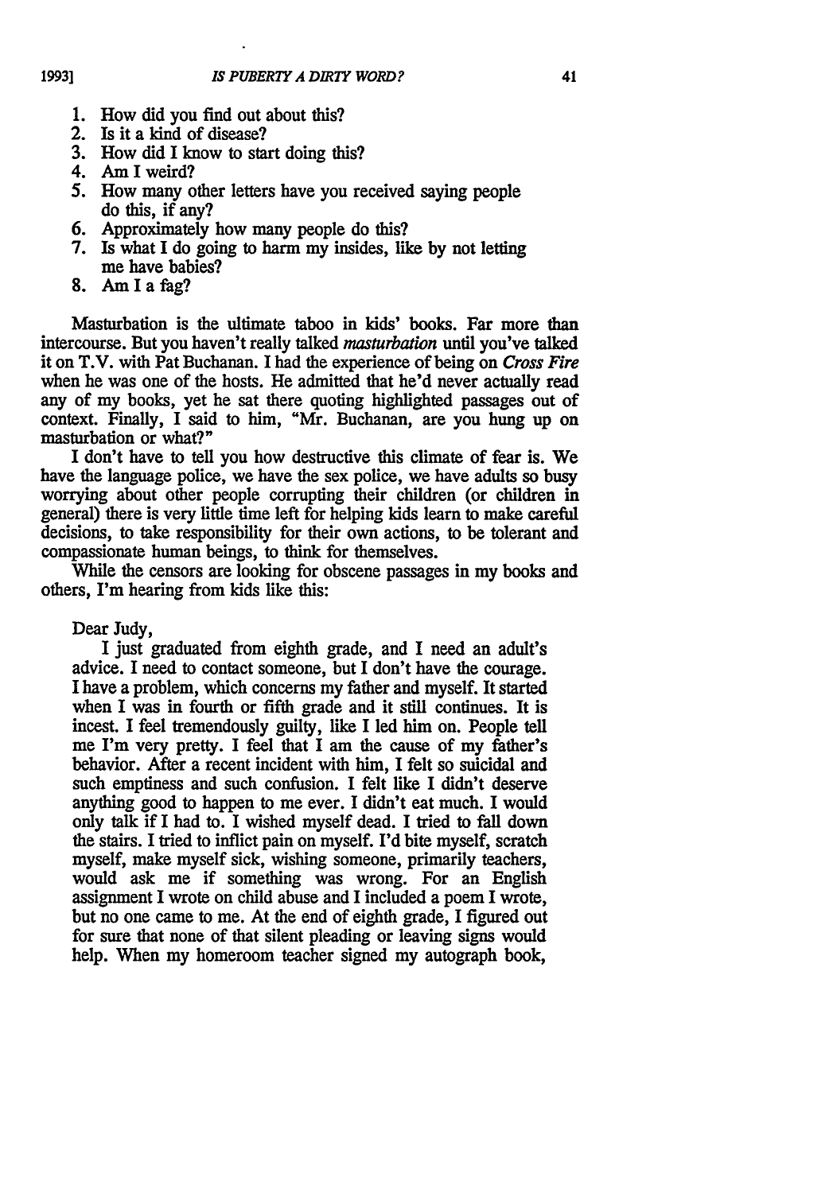1. How did you find out about this?
2. Is it a kind of disease?
3. How did I know to start doing this?
4. Am I weird?
5. How many other letters have you received saying people do this, if any?
6. Approximately how many people do this?
7. Is what I do going to harm my insides, like by not letting me have babies?
8. Am I a fag?

Masturbation is the ultimate taboo in kids' books. Far more than intercourse. But you haven't really talked *masturbation* until you've talked it on T.V. with Pat Buchanan. I had the experience of being on *Cross Fire* when he was one of the hosts. He admitted that he'd never actually read any of my books, yet he sat there quoting highlighted passages out of context. Finally, I said to him, "Mr. Buchanan, are you hung up on masturbation or what?"

I don't have to tell you how destructive this climate of fear is. We have the language police, we have the sex police, we have adults so busy worrying about other people corrupting their children (or children in general) there is very little time left for helping kids learn to make careful decisions, to take responsibility for their own actions, to be tolerant and compassionate human beings, to think for themselves.

While the censors are looking for obscene passages in my books and others, I'm hearing from kids like this:

> Dear Judy,
>
> I just graduated from eighth grade, and I need an adult's advice. I need to contact someone, but I don't have the courage. I have a problem, which concerns my father and myself. It started when I was in fourth or fifth grade and it still continues. It is incest. I feel tremendously guilty, like I led him on. People tell me I'm very pretty. I feel that I am the cause of my father's behavior. After a recent incident with him, I felt so suicidal and such emptiness and such confusion. I felt like I didn't deserve anything good to happen to me ever. I didn't eat much. I would only talk if I had to. I wished myself dead. I tried to fall down the stairs. I tried to inflict pain on myself. I'd bite myself, scratch myself, make myself sick, wishing someone, primarily teachers, would ask me if something was wrong. For an English assignment I wrote on child abuse and I included a poem I wrote, but no one came to me. At the end of eighth grade, I figured out for sure that none of that silent pleading or leaving signs would help. When my homeroom teacher signed my autograph book,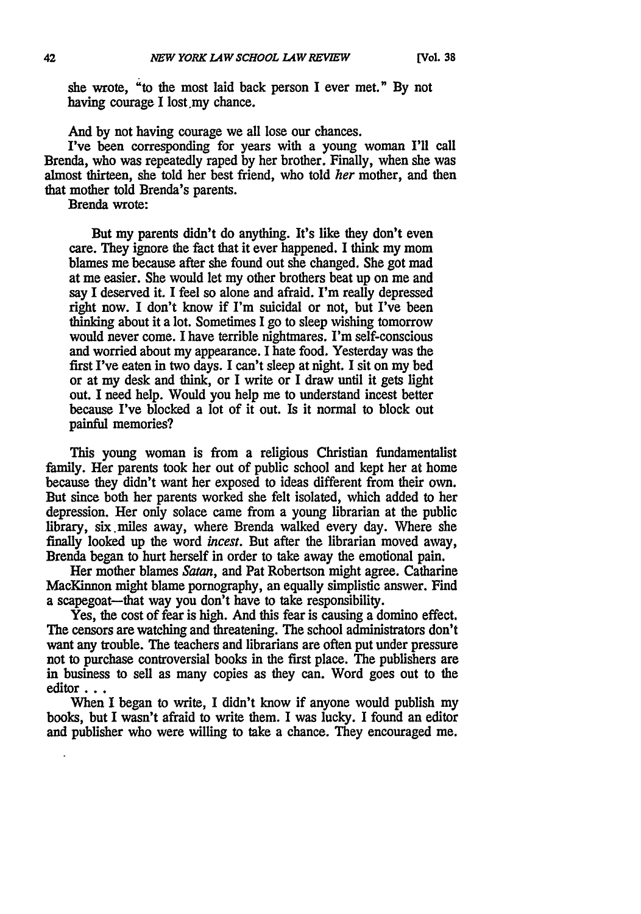she wrote, "to the most laid back person I ever met." By not having courage I lost my chance.

And by not having courage we all lose our chances.

I've been corresponding for years with a young woman I'll call Brenda, who was repeatedly raped by her brother. Finally, when she was almost thirteen, she told her best friend, who told *her* mother, and then that mother told Brenda's parents.

Brenda wrote:

> But my parents didn't do anything. It's like they don't even care. They ignore the fact that it ever happened. I think my mom blames me because after she found out she changed. She got mad at me easier. She would let my other brothers beat up on me and say I deserved it. I feel so alone and afraid. I'm really depressed right now. I don't know if I'm suicidal or not, but I've been thinking about it a lot. Sometimes I go to sleep wishing tomorrow would never come. I have terrible nightmares. I'm self-conscious and worried about my appearance. I hate food. Yesterday was the first I've eaten in two days. I can't sleep at night. I sit on my bed or at my desk and think, or I write or I draw until it gets light out. I need help. Would you help me to understand incest better because I've blocked a lot of it out. Is it normal to block out painful memories?

This young woman is from a religious Christian fundamentalist family. Her parents took her out of public school and kept her at home because they didn't want her exposed to ideas different from their own. But since both her parents worked she felt isolated, which added to her depression. Her only solace came from a young librarian at the public library, six miles away, where Brenda walked every day. Where she finally looked up the word *incest*. But after the librarian moved away, Brenda began to hurt herself in order to take away the emotional pain.

Her mother blames *Satan*, and Pat Robertson might agree. Catharine MacKinnon might blame pornography, an equally simplistic answer. Find a scapegoat—that way you don't have to take responsibility.

Yes, the cost of fear is high. And this fear is causing a domino effect. The censors are watching and threatening. The school administrators don't want any trouble. The teachers and librarians are often put under pressure not to purchase controversial books in the first place. The publishers are in business to sell as many copies as they can. Word goes out to the editor . . .

When I began to write, I didn't know if anyone would publish my books, but I wasn't afraid to write them. I was lucky. I found an editor and publisher who were willing to take a chance. They encouraged me.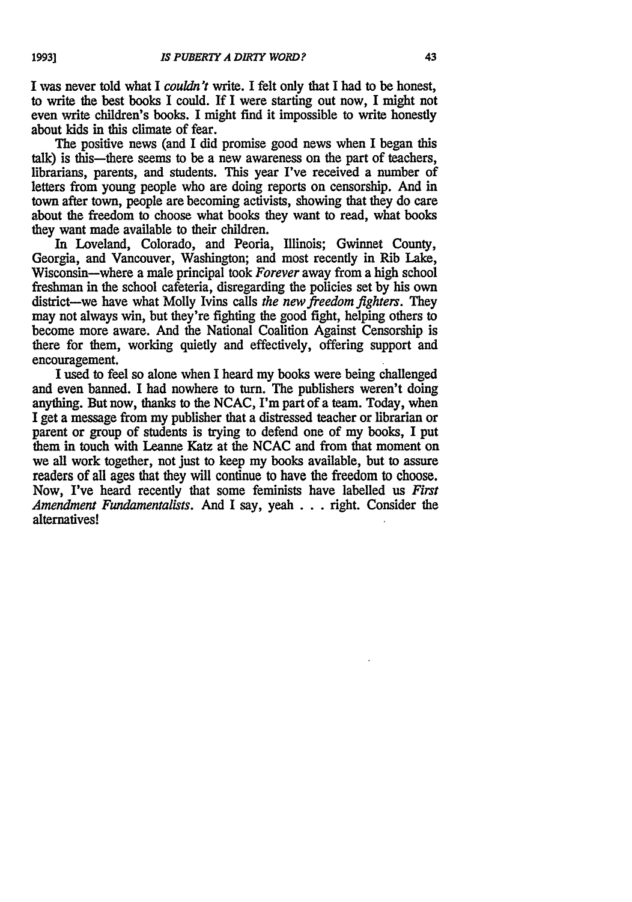I was never told what I *couldn't* write. I felt only that I had to be honest, to write the best books I could. If I were starting out now, I might not even write children's books. I might find it impossible to write honestly about kids in this climate of fear.

The positive news (and I did promise good news when I began this talk) is this—there seems to be a new awareness on the part of teachers, librarians, parents, and students. This year I've received a number of letters from young people who are doing reports on censorship. And in town after town, people are becoming activists, showing that they do care about the freedom to choose what books they want to read, what books they want made available to their children.

In Loveland, Colorado, and Peoria, Illinois; Gwinnet County, Georgia, and Vancouver, Washington; and most recently in Rib Lake, Wisconsin—where a male principal took *Forever* away from a high school freshman in the school cafeteria, disregarding the policies set by his own district—we have what Molly Ivins calls *the new freedom fighters*. They may not always win, but they're fighting the good fight, helping others to become more aware. And the National Coalition Against Censorship is there for them, working quietly and effectively, offering support and encouragement.

I used to feel so alone when I heard my books were being challenged and even banned. I had nowhere to turn. The publishers weren't doing anything. But now, thanks to the NCAC, I'm part of a team. Today, when I get a message from my publisher that a distressed teacher or librarian or parent or group of students is trying to defend one of my books, I put them in touch with Leanne Katz at the NCAC and from that moment on we all work together, not just to keep my books available, but to assure readers of all ages that they will continue to have the freedom to choose. Now, I've heard recently that some feminists have labelled us *First Amendment Fundamentalists*. And I say, yeah . . . right. Consider the alternatives!